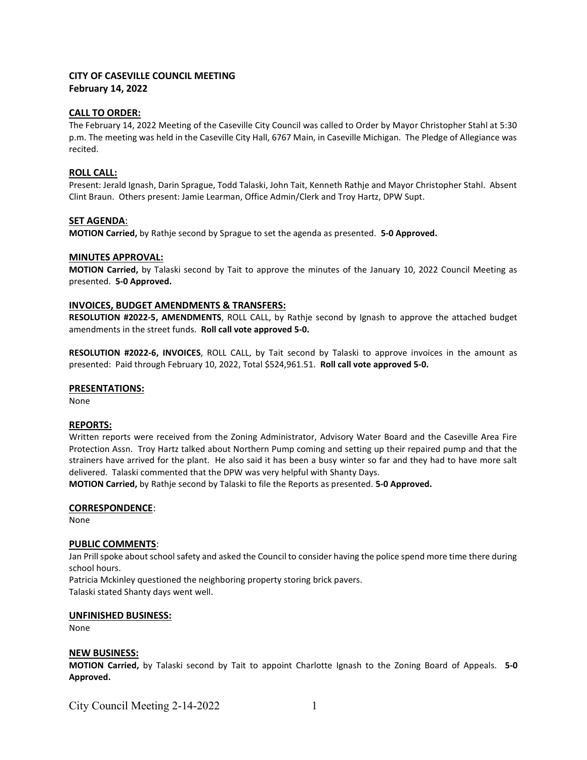# CITY OF CASEVILLE COUNCIL MEETING
**February 14, 2022**

## CALL TO ORDER:

The February 14, 2022 Meeting of the Caseville City Council was called to Order by Mayor Christopher Stahl at 5:30 p.m. The meeting was held in the Caseville City Hall, 6767 Main, in Caseville Michigan. The Pledge of Allegiance was recited.

## ROLL CALL:

Present: Jerald Ignash, Darin Sprague, Todd Talaski, John Tait, Kenneth Rathje and Mayor Christopher Stahl. Absent Clint Braun. Others present: Jamie Learman, Office Admin/Clerk and Troy Hartz, DPW Supt.

## SET AGENDA:

**MOTION Carried,** by Rathje second by Sprague to set the agenda as presented. **5-0 Approved.**

## MINUTES APPROVAL:

**MOTION Carried,** by Talaski second by Tait to approve the minutes of the January 10, 2022 Council Meeting as presented. **5-0 Approved.**

## INVOICES, BUDGET AMENDMENTS & TRANSFERS:

**RESOLUTION #2022-5, AMENDMENTS**, ROLL CALL, by Rathje second by Ignash to approve the attached budget amendments in the street funds. **Roll call vote approved 5-0.**

**RESOLUTION #2022-6, INVOICES**, ROLL CALL, by Tait second by Talaski to approve invoices in the amount as presented: Paid through February 10, 2022, Total $524,961.51. **Roll call vote approved 5-0.**

## PRESENTATIONS:

None

## REPORTS:

Written reports were received from the Zoning Administrator, Advisory Water Board and the Caseville Area Fire Protection Assn. Troy Hartz talked about Northern Pump coming and setting up their repaired pump and that the strainers have arrived for the plant. He also said it has been a busy winter so far and they had to have more salt delivered. Talaski commented that the DPW was very helpful with Shanty Days.

**MOTION Carried,** by Rathje second by Talaski to file the Reports as presented. **5-0 Approved.**

## CORRESPONDENCE:

None

## PUBLIC COMMENTS:

Jan Prill spoke about school safety and asked the Council to consider having the police spend more time there during school hours.

Patricia Mckinley questioned the neighboring property storing brick pavers.

Talaski stated Shanty days went well.

## UNFINISHED BUSINESS:

None

## NEW BUSINESS:

**MOTION Carried,** by Talaski second by Tait to appoint Charlotte Ignash to the Zoning Board of Appeals. **5-0 Approved.**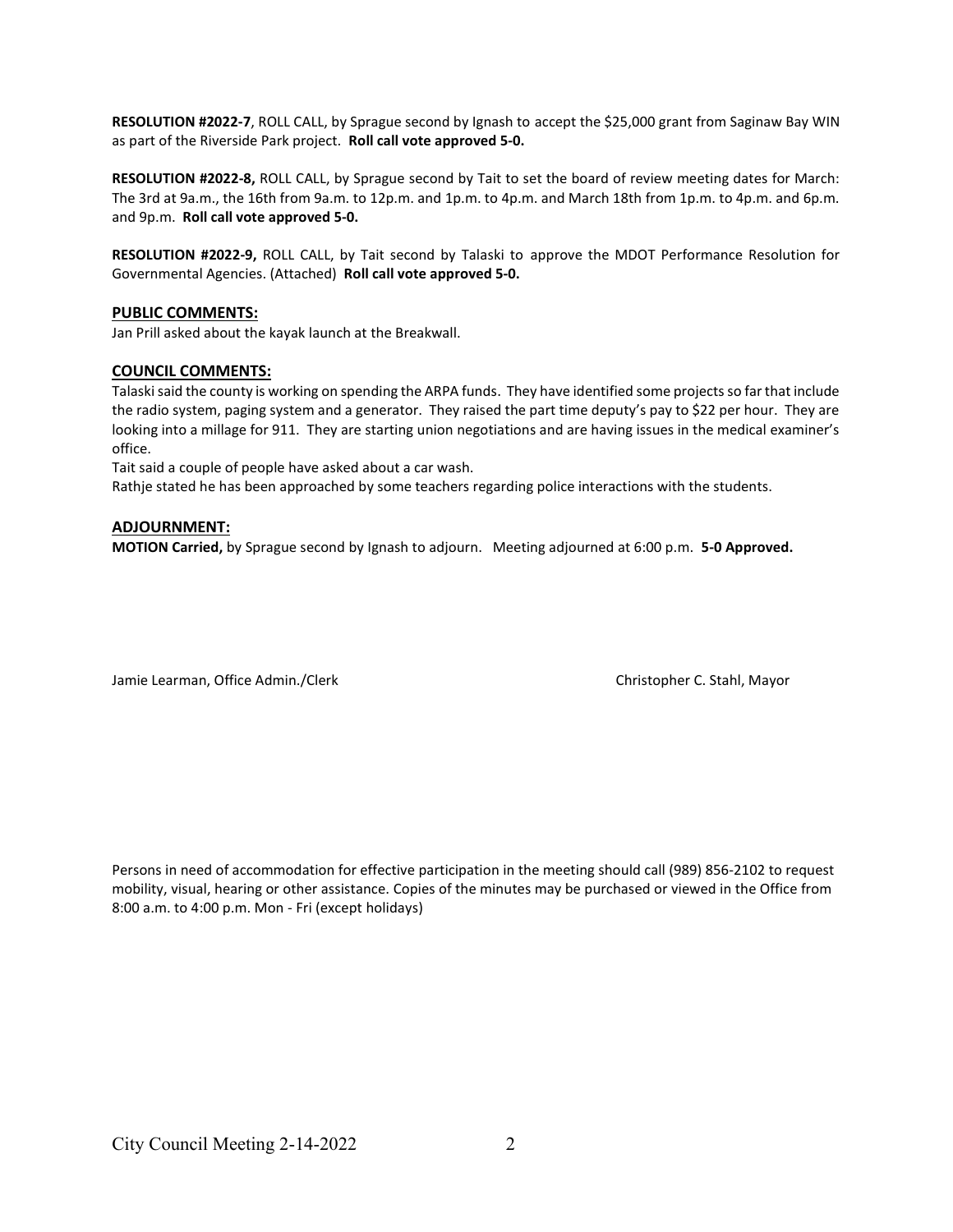**RESOLUTION #2022-7**, ROLL CALL, by Sprague second by Ignash to accept the $25,000 grant from Saginaw Bay WIN as part of the Riverside Park project. **Roll call vote approved 5-0.**

**RESOLUTION #2022-8,** ROLL CALL, by Sprague second by Tait to set the board of review meeting dates for March: The 3rd at 9a.m., the 16th from 9a.m. to 12p.m. and 1p.m. to 4p.m. and March 18th from 1p.m. to 4p.m. and 6p.m. and 9p.m. **Roll call vote approved 5-0.**

**RESOLUTION #2022-9,** ROLL CALL, by Tait second by Talaski to approve the MDOT Performance Resolution for Governmental Agencies. (Attached) **Roll call vote approved 5-0.**

## PUBLIC COMMENTS:

Jan Prill asked about the kayak launch at the Breakwall.

## COUNCIL COMMENTS:

Talaski said the county is working on spending the ARPA funds. They have identified some projects so far that include the radio system, paging system and a generator. They raised the part time deputy's pay to $22 per hour. They are looking into a millage for 911. They are starting union negotiations and are having issues in the medical examiner's office.

Tait said a couple of people have asked about a car wash.

Rathje stated he has been approached by some teachers regarding police interactions with the students.

## ADJOURNMENT:

**MOTION Carried,** by Sprague second by Ignash to adjourn. Meeting adjourned at 6:00 p.m. **5-0 Approved.**

Jamie Learman, Office Admin./Clerk

Christopher C. Stahl, Mayor

Persons in need of accommodation for effective participation in the meeting should call (989) 856-2102 to request mobility, visual, hearing or other assistance. Copies of the minutes may be purchased or viewed in the Office from 8:00 a.m. to 4:00 p.m. Mon - Fri (except holidays)

City Council Meeting 2-14-2022